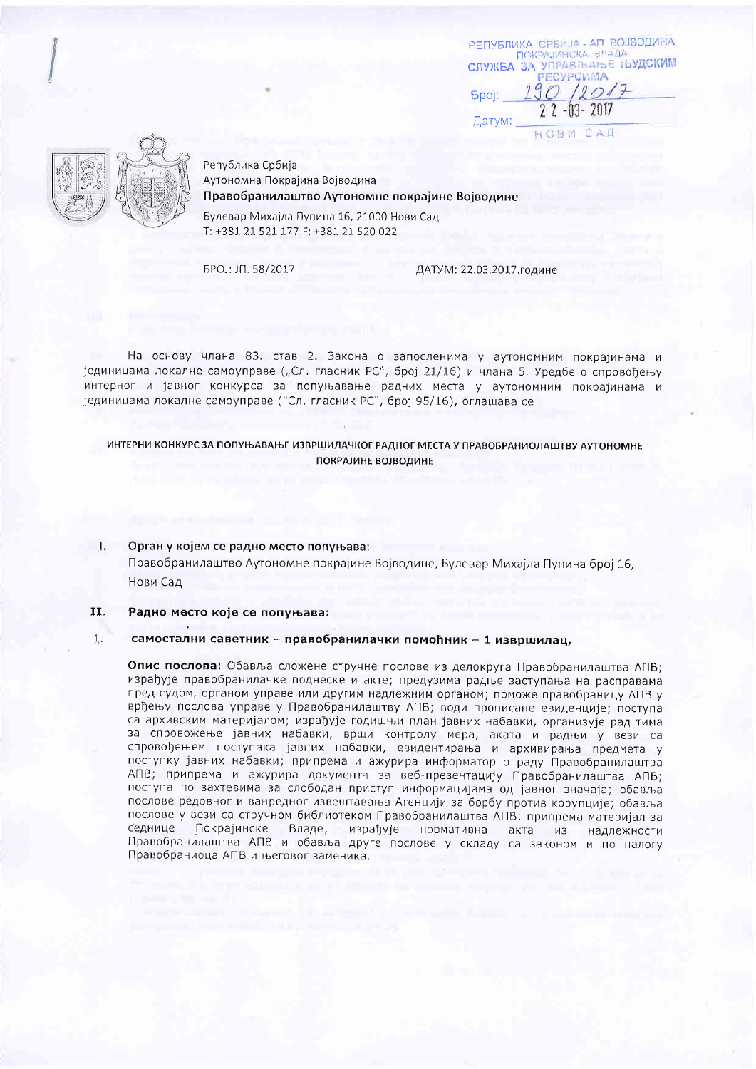РЕПУБЛИКА СРБИЈА - АП ВОЈВОДИНА
ПОКРАЈИНСКА ВЛАДА
СЛУЖБА ЗА УПРАВЉАЊЕ ЉУДСКИМ РЕСУРСИМА
Број: 190 /2017
Датум: 22-03-2017
НОВИ САД

Република Србија
Аутономна Покрајина Војводина
**Правобранилаштво Аутономне покрајине Војводине**
Булевар Михајла Пупина 16, 21000 Нови Сад
Т: +381 21 521 177 F: +381 21 520 022

БРОЈ: ЈП. 58/2017 ДАТУМ: 22.03.2017.године

На основу члана 83. став 2. Закона о запосленима у аутономним покрајинама и јединицама локалне самоуправе („Сл. гласник РС", број 21/16) и члана 5. Уредбе о спровођењу интерног и јавног конкурса за попуњавање радних места у аутономним покрајинама и јединицама локалне самоуправе ("Сл. гласник РС", број 95/16), оглашава се

## ИНТЕРНИ КОНКУРС ЗА ПОПУЊАВАЊЕ ИЗВРШИЛАЧКОГ РАДНОГ МЕСТА У ПРАВОБРАНИОЛАШТВУ АУТОНОМНЕ ПОКРАЈИНЕ ВОЈВОДИНЕ

**I. Орган у којем се радно место попуњава:**
Правобранилаштво Аутономне покрајине Војводине, Булевар Михајла Пупина број 16, Нови Сад

**II. Радно место које се попуњава:**

1. **самостални саветник – правобранилачки помоћник – 1 извршилац,**

**Опис послова:** Обавља сложене стручне послове из делокруга Правобранилаштва АПВ; израђује правобранилачке поднеске и акте; предузима радње заступања на расправама пред судом, органом управе или другим надлежним органом; поможе правобраниоцу АПВ у вршењу послова управе у Правобранилаштву АПВ; води прописане евиденције; поступа са архивским материјалом; израђује годишњи план јавних набавки, организује рад тима за спровожење јавних набавки, врши контролу мера, аката и радњи у вези са спровођењем поступака јавних набавки, евидентирања и архивирања предмета у поступку јавних набавки; припрема и ажурира информатор о раду Правобранилаштва АПВ; припрема и ажурира документа за веб-презентацију Правобранилаштва АПВ; поступа по захтевима за слободан приступ информацијама од јавног значаја; обавља послове редовног и ванредног извештавања Агенцији за борбу против корупције; обавља послове у вези са стручном библиотеком Правобранилаштва АПВ; припрема материјал за седнице Покрајинске Владе; израђује нормативна акта из надлежности Правобранилаштва АПВ и обавља друге послове у складу са законом и по налогу Правобраниоца АПВ и његовог заменика.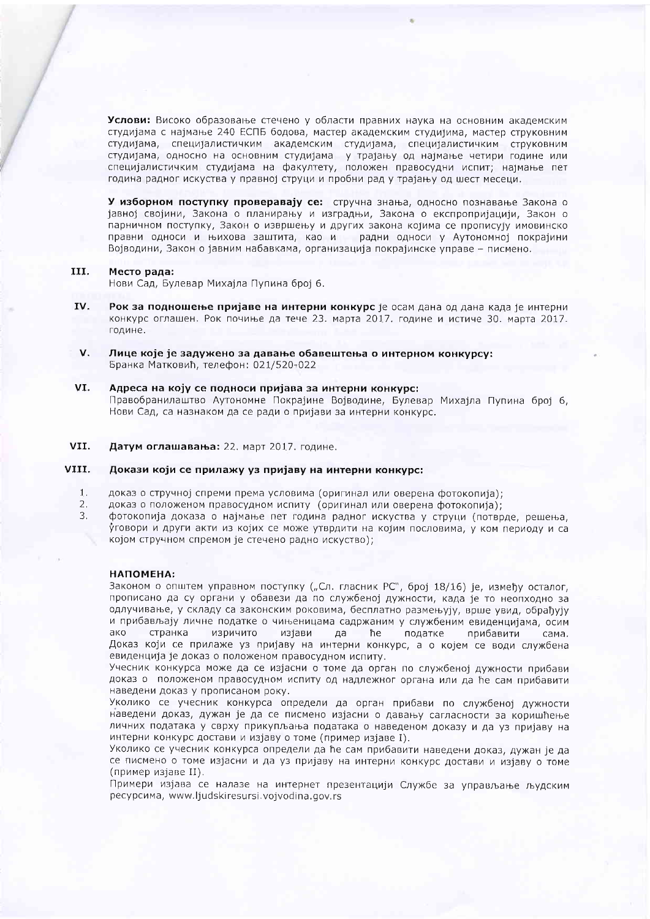**Услови:** Високо образовање стечено у области правних наука на основним академским студијама с најмање 240 ЕСПБ бодова, мастер академским студијима, мастер струковним студијама, специјалистичким академским студијама, специјалистичким струковним студијама, односно на основним студијама у трајању од најмање четири године или специјалистичким студијама на факултету, положен правосудни испит; најмање пет година радног искуства у правној струци и пробни рад у трајању од шест месеци.

**У изборном поступку проверавају се:** стручна знања, односно познавање Закона о јавној својини, Закона о планирању и изградњи, Закона о експропријацији, Закон о парничном поступку, Закон о извршењу и других закона којима се прописују имовинско правни односи и њихова заштита, као и радни односи у Аутономној покрајини Војводини, Закон о јавним набавкама, организација покрајинске управе – писмено.

**III. Место рада:**
Нови Сад, Булевар Михајла Пупина број 6.

**IV. Рок за подношење пријаве на интерни конкурс** је осам дана од дана када је интерни конкурс оглашен. Рок почиње да тече 23. марта 2017. године и истиче 30. марта 2017. године.

**V. Лице које је задужено за давање обавештења о интерном конкурсу:**
Бранка Матковић, телефон: 021/520-022

**VI. Адреса на коју се подноси пријава за интерни конкурс:**
Правобранилаштво Аутономне Покрајине Војводине, Булевар Михајла Пупина број 6, Нови Сад, са назнаком да се ради о пријави за интерни конкурс.

**VII. Датум оглашавања:** 22. март 2017. године.

**VIII. Докази који се прилажу уз пријаву на интерни конкурс:**

1. доказ о стручној спреми према условима (оригинал или оверена фотокопија);
2. доказ о положеном правосудном испиту (оригинал или оверена фотокопија);
3. фотокопија доказа о најмање пет година радног искуства у струци (потврде, решења, уговори и други акти из којих се може утврдити на којим пословима, у ком периоду и са којом стручном спремом је стечено радно искуство);

**НАПОМЕНА:**
Законом о општем управном поступку („Сл. гласник РС", број 18/16) је, између осталог, прописано да су органи у обавези да по службеној дужности, када је то неопходно за одлучивање, у складу са законским роковима, бесплатно размењују, врше увид, обрађују и прибављају личне податке о чињеницама садржаним у службеним евиденцијама, осим ако странка изричито изјави да ће податке прибавити сама. Доказ који се прилаже уз пријаву на интерни конкурс, а о којем се води службена евиденција је доказ о положеном правосудном испиту.
Учесник конкурса може да се изјасни о томе да орган по службеној дужности прибави доказ о положеном правосудном испиту од надлежног органа или да ће сам прибавити наведени доказ у прописаном року.
Уколико се учесник конкурса определи да орган прибави по службеној дужности наведени доказ, дужан је да се писмено изјасни о давању сагласности за коришћење личних података у сврху прикупљања података о наведеном доказу и да уз пријаву на интерни конкурс достави и изјаву о томе (пример изјаве I).
Уколико се учесник конкурса определи да ће сам прибавити наведени доказ, дужан је да се писмено о томе изјасни и да уз пријаву на интерни конкурс достави и изјаву о томе (пример изјаве II).
Примери изјава се налазе на интернет презентацији Службе за управљање људским ресурсима, www.ljudskiresursi.vojvodina.gov.rs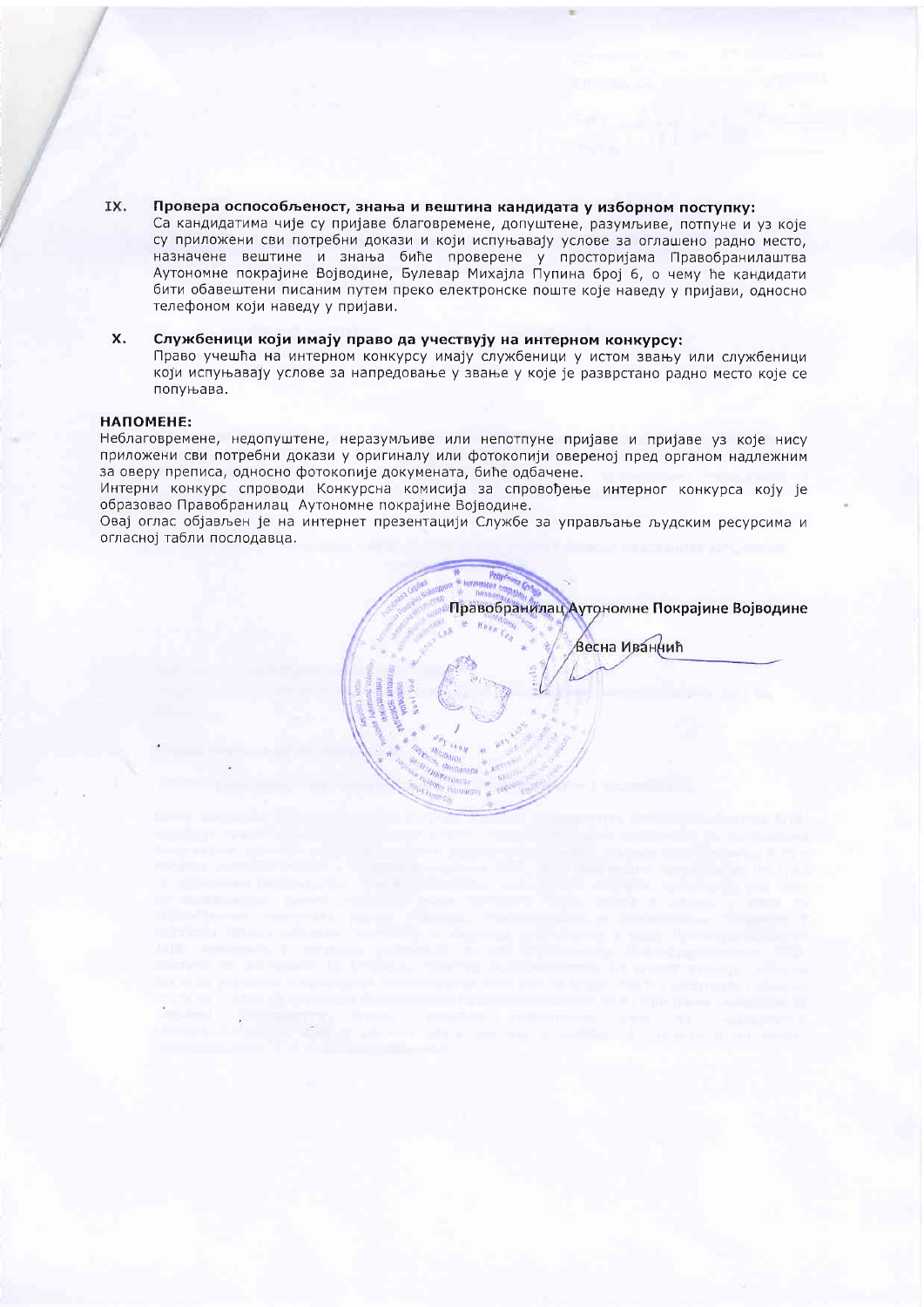**IX. Провера оспособљеност, знања и вештина кандидата у изборном поступку:**

Са кандидатима чије су пријаве благовремене, допуштене, разумљиве, потпуне и уз које су приложени сви потребни докази и који испуњавају услове за оглашено радно место, назначене вештине и знања биће проверене у просторијама Правобранилаштва Аутономне покрајине Војводина, Булевар Михајла Пупина број 6, о чему ће кандидати бити обавештени писаним путем преко електронске поште које наведу у пријави, односно телефоном који наведу у пријави.

**X. Службеници који имају право да учествују на интерном конкурсу:**

Право учешћа на интерном конкурсу имају службеници у истом звању или службеници који испуњавају услове за напредовање у звање у које је разврстано радно место које се попуњава.

**НАПОМЕНЕ:**

Неблаговремене, недопуштене, неразумљиве или непотпуне пријаве и пријаве уз које нису приложени сви потребни докази у оригиналу или фотокопији овереној пред органом надлежним за оверу преписа, односно фотокопије докумената, биће одбачене.

Интерни конкурс спроводи Конкурсна комисија за спровођење интерног конкурса коју је образовао Правобранилац Аутономне покрајине Војводине.

Овај оглас објављен је на интернет презентацији Службе за управљање људским ресурсима и огласној табли послодавца.

Правобранилац Аутономне Покрајине Војводине

Весна Иванчић